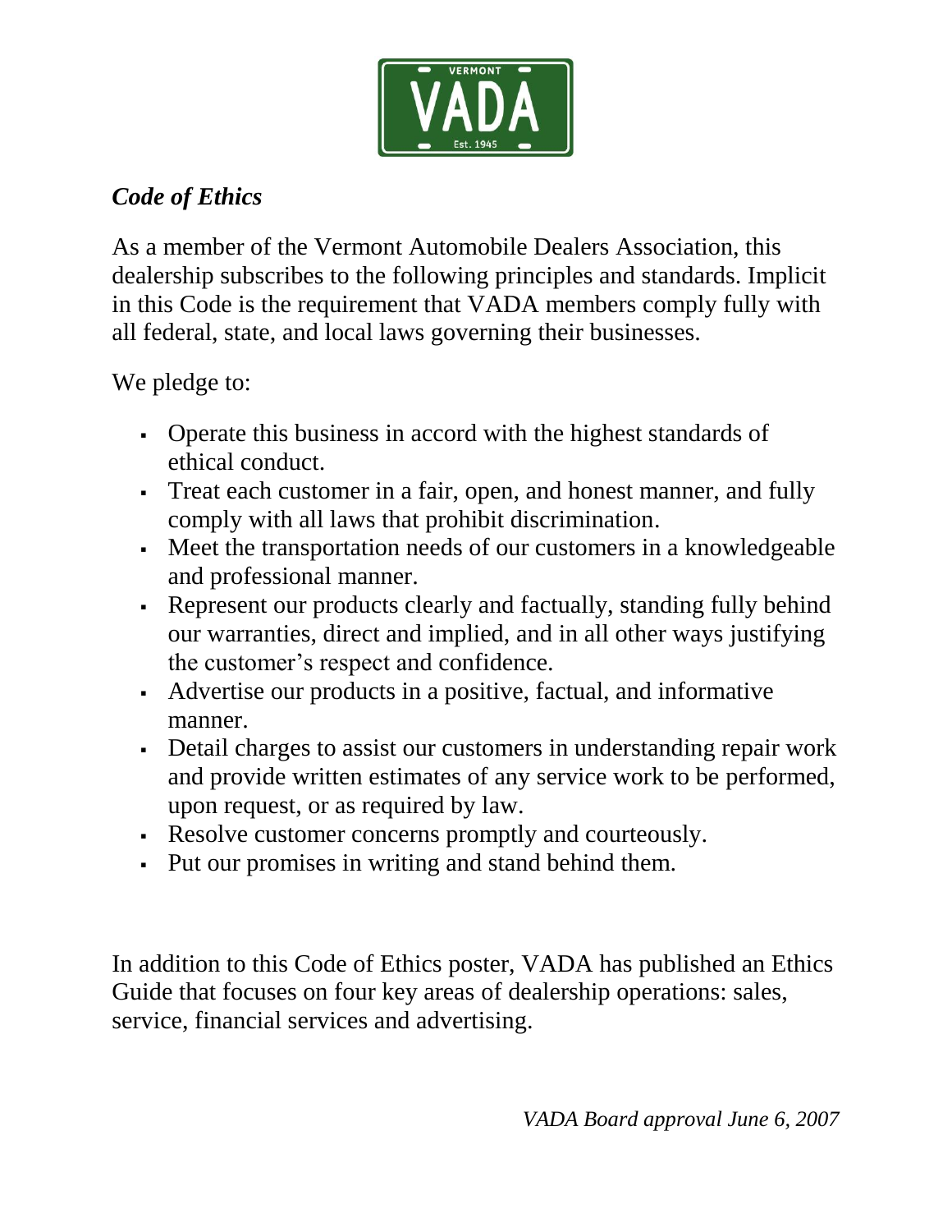VERMONT

VADA

Est. 1945

## *Code of Ethics*

As a member of the Vermont Automobile Dealers Association, this dealership subscribes to the following principles and standards. Implicit in this Code is the requirement that VADA members comply fully with all federal, state, and local laws governing their businesses.

We pledge to:

- Operate this business in accord with the highest standards of ethical conduct.
- Treat each customer in a fair, open, and honest manner, and fully comply with all laws that prohibit discrimination.
- Meet the transportation needs of our customers in a knowledgeable and professional manner.
- Represent our products clearly and factually, standing fully behind our warranties, direct and implied, and in all other ways justifying the customer's respect and confidence.
- Advertise our products in a positive, factual, and informative manner.
- Detail charges to assist our customers in understanding repair work and provide written estimates of any service work to be performed, upon request, or as required by law.
- Resolve customer concerns promptly and courteously.
- Put our promises in writing and stand behind them.

In addition to this Code of Ethics poster, VADA has published an Ethics Guide that focuses on four key areas of dealership operations: sales, service, financial services and advertising.

*VADA Board approval June 6, 2007*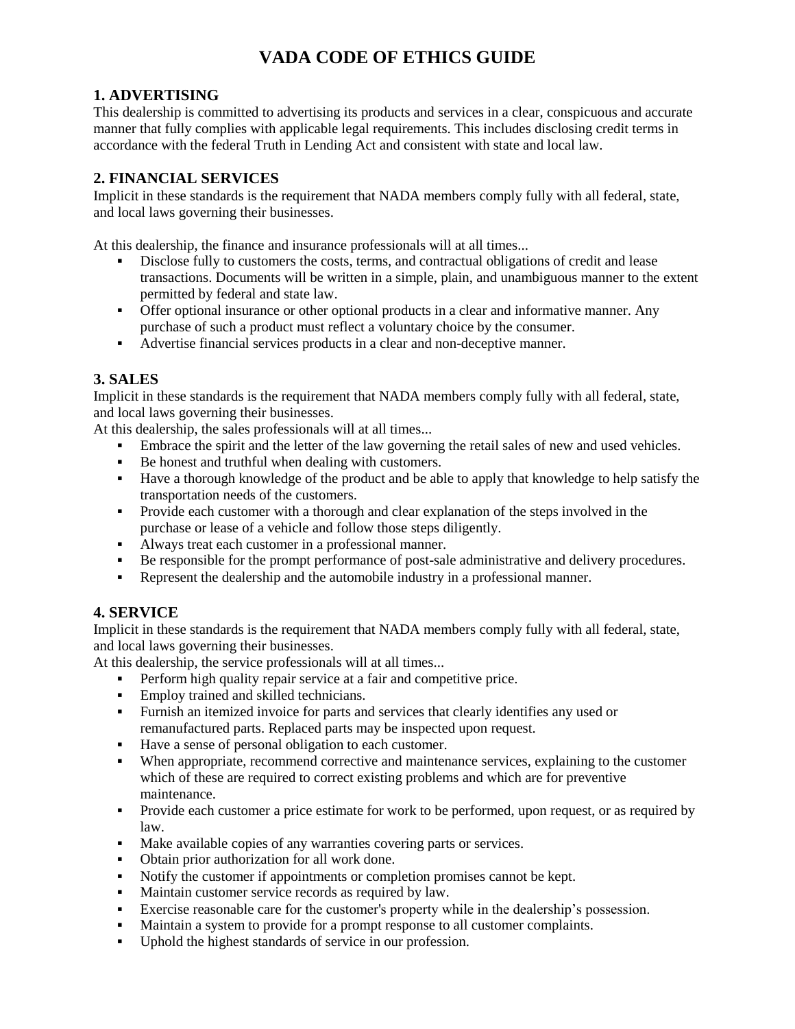# VADA CODE OF ETHICS GUIDE

## 1. ADVERTISING

This dealership is committed to advertising its products and services in a clear, conspicuous and accurate manner that fully complies with applicable legal requirements. This includes disclosing credit terms in accordance with the federal Truth in Lending Act and consistent with state and local law.

## 2. FINANCIAL SERVICES

Implicit in these standards is the requirement that NADA members comply fully with all federal, state, and local laws governing their businesses.

At this dealership, the finance and insurance professionals will at all times...

- Disclose fully to customers the costs, terms, and contractual obligations of credit and lease transactions. Documents will be written in a simple, plain, and unambiguous manner to the extent permitted by federal and state law.
- Offer optional insurance or other optional products in a clear and informative manner. Any purchase of such a product must reflect a voluntary choice by the consumer.
- Advertise financial services products in a clear and non-deceptive manner.

## 3. SALES

Implicit in these standards is the requirement that NADA members comply fully with all federal, state, and local laws governing their businesses.

At this dealership, the sales professionals will at all times...

- Embrace the spirit and the letter of the law governing the retail sales of new and used vehicles.
- Be honest and truthful when dealing with customers.
- Have a thorough knowledge of the product and be able to apply that knowledge to help satisfy the transportation needs of the customers.
- Provide each customer with a thorough and clear explanation of the steps involved in the purchase or lease of a vehicle and follow those steps diligently.
- Always treat each customer in a professional manner.
- Be responsible for the prompt performance of post-sale administrative and delivery procedures.
- Represent the dealership and the automobile industry in a professional manner.

## 4. SERVICE

Implicit in these standards is the requirement that NADA members comply fully with all federal, state, and local laws governing their businesses.

At this dealership, the service professionals will at all times...

- Perform high quality repair service at a fair and competitive price.
- Employ trained and skilled technicians.
- Furnish an itemized invoice for parts and services that clearly identifies any used or remanufactured parts. Replaced parts may be inspected upon request.
- Have a sense of personal obligation to each customer.
- When appropriate, recommend corrective and maintenance services, explaining to the customer which of these are required to correct existing problems and which are for preventive maintenance.
- Provide each customer a price estimate for work to be performed, upon request, or as required by law.
- Make available copies of any warranties covering parts or services.
- Obtain prior authorization for all work done.
- Notify the customer if appointments or completion promises cannot be kept.
- Maintain customer service records as required by law.
- Exercise reasonable care for the customer's property while in the dealership's possession.
- Maintain a system to provide for a prompt response to all customer complaints.
- Uphold the highest standards of service in our profession.